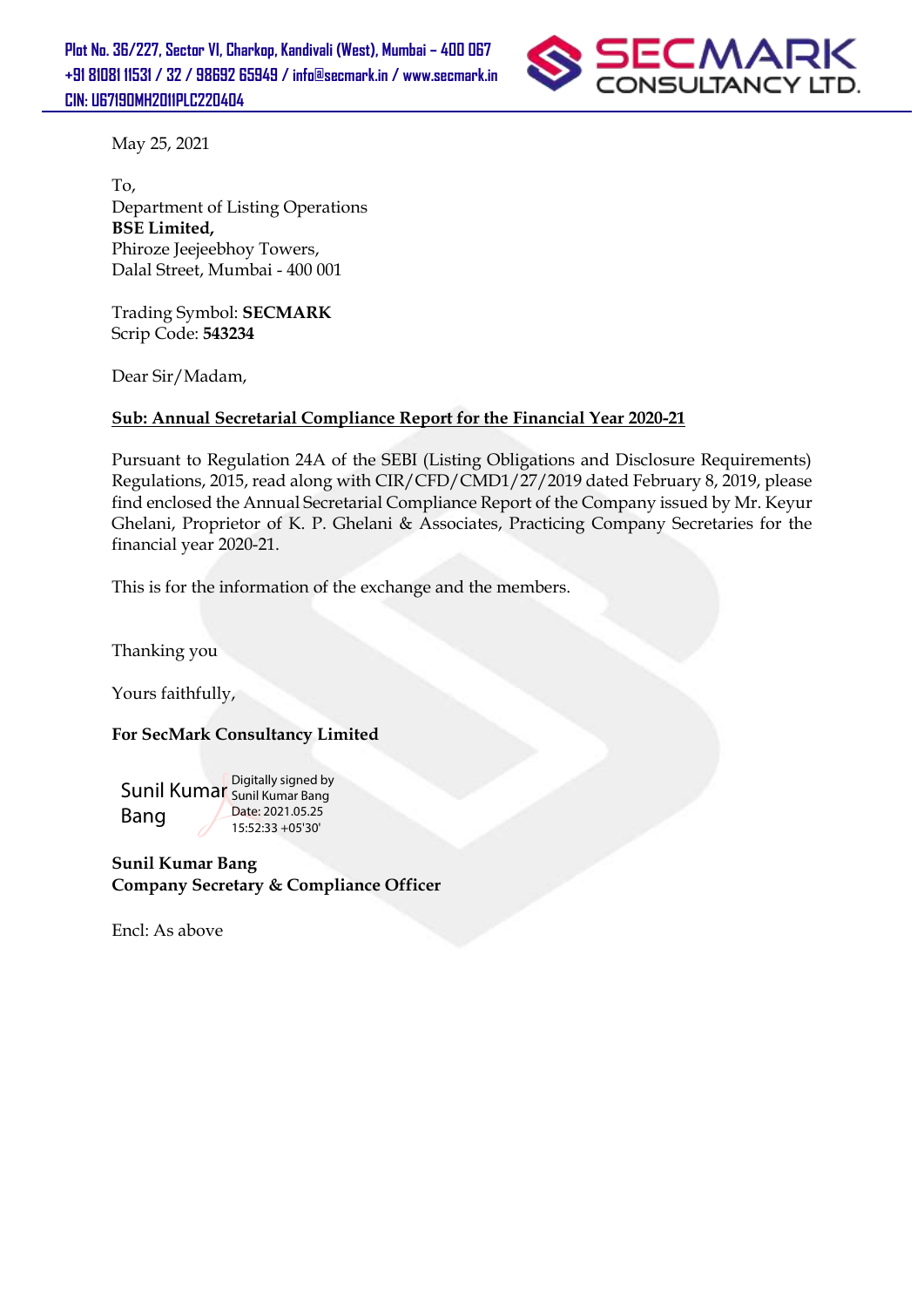Plot No. 36/227, Sector VI, Charkop, Kandivali (West), Mumbai – 400 067
+91 81081 11531 / 32 / 98692 65949 / info@secmark.in / www.secmark.in
CIN: U67190MH2011PLC220404

**SECMARK CONSULTANCY LTD.**

May 25, 2021

To,
Department of Listing Operations
**BSE Limited,**
Phiroze Jeejeebhoy Towers,
Dalal Street, Mumbai - 400 001

Trading Symbol: **SECMARK**
Scrip Code: **543234**

Dear Sir/Madam,

**Sub: Annual Secretarial Compliance Report for the Financial Year 2020-21**

Pursuant to Regulation 24A of the SEBI (Listing Obligations and Disclosure Requirements) Regulations, 2015, read along with CIR/CFD/CMD1/27/2019 dated February 8, 2019, please find enclosed the Annual Secretarial Compliance Report of the Company issued by Mr. Keyur Ghelani, Proprietor of K. P. Ghelani & Associates, Practicing Company Secretaries for the financial year 2020-21.

This is for the information of the exchange and the members.

Thanking you

Yours faithfully,

**For SecMark Consultancy Limited**

Sunil Kumar Bang
Digitally signed by Sunil Kumar Bang
Date: 2021.05.25 15:52:33 +05'30'

**Sunil Kumar Bang**
**Company Secretary & Compliance Officer**

Encl: As above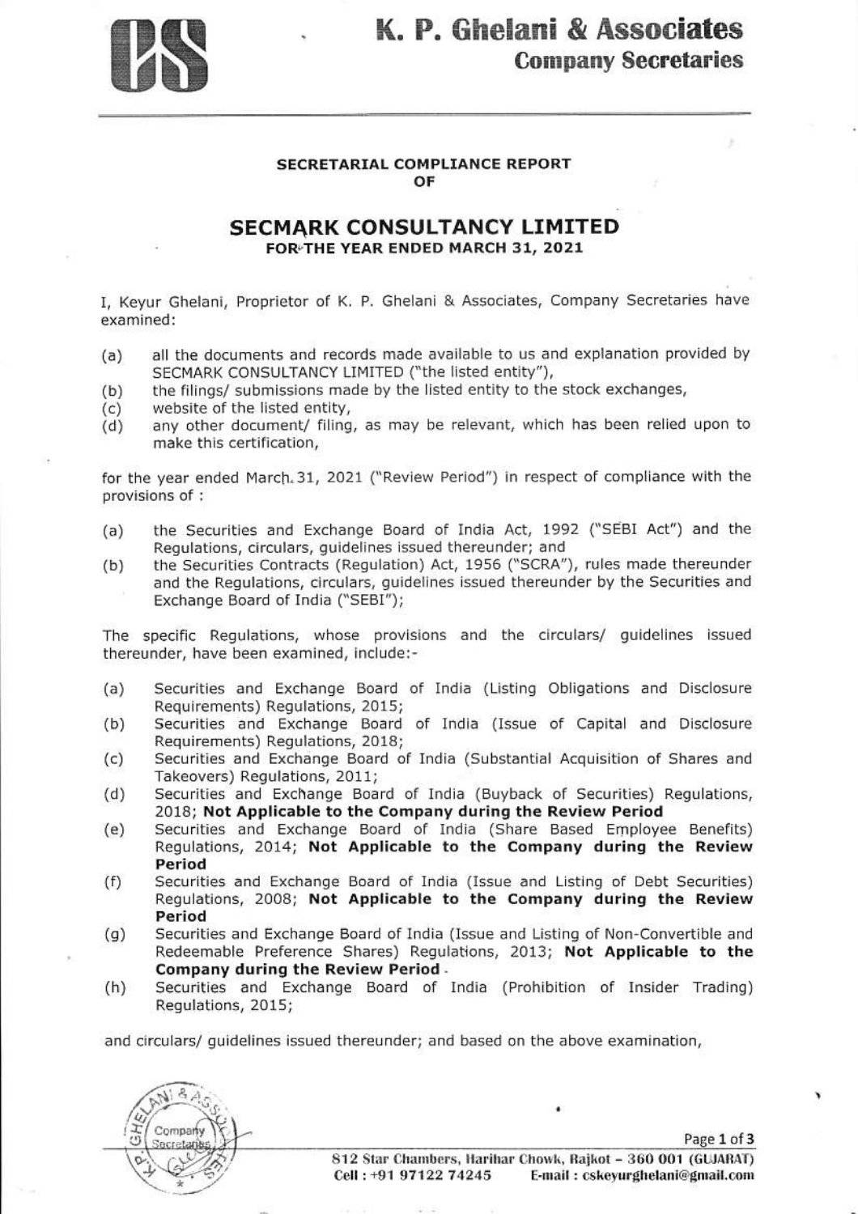# K. P. Ghelani & Associates

## Company Secretaries

**SECRETARIAL COMPLIANCE REPORT**
**OF**

## SECMARK CONSULTANCY LIMITED

**FOR THE YEAR ENDED MARCH 31, 2021**

I, Keyur Ghelani, Proprietor of K. P. Ghelani & Associates, Company Secretaries have examined:

(a) all the documents and records made available to us and explanation provided by SECMARK CONSULTANCY LIMITED ("the listed entity"),
(b) the filings/ submissions made by the listed entity to the stock exchanges,
(c) website of the listed entity,
(d) any other document/ filing, as may be relevant, which has been relied upon to make this certification,

for the year ended March 31, 2021 ("Review Period") in respect of compliance with the provisions of :

(a) the Securities and Exchange Board of India Act, 1992 ("SEBI Act") and the Regulations, circulars, guidelines issued thereunder; and
(b) the Securities Contracts (Regulation) Act, 1956 ("SCRA"), rules made thereunder and the Regulations, circulars, guidelines issued thereunder by the Securities and Exchange Board of India ("SEBI");

The specific Regulations, whose provisions and the circulars/ guidelines issued thereunder, have been examined, include:-

(a) Securities and Exchange Board of India (Listing Obligations and Disclosure Requirements) Regulations, 2015;
(b) Securities and Exchange Board of India (Issue of Capital and Disclosure Requirements) Regulations, 2018;
(c) Securities and Exchange Board of India (Substantial Acquisition of Shares and Takeovers) Regulations, 2011;
(d) Securities and Exchange Board of India (Buyback of Securities) Regulations, 2018; **Not Applicable to the Company during the Review Period**
(e) Securities and Exchange Board of India (Share Based Employee Benefits) Regulations, 2014; **Not Applicable to the Company during the Review Period**
(f) Securities and Exchange Board of India (Issue and Listing of Debt Securities) Regulations, 2008; **Not Applicable to the Company during the Review Period**
(g) Securities and Exchange Board of India (Issue and Listing of Non-Convertible and Redeemable Preference Shares) Regulations, 2013; **Not Applicable to the Company during the Review Period**
(h) Securities and Exchange Board of India (Prohibition of Insider Trading) Regulations, 2015;

and circulars/ guidelines issued thereunder; and based on the above examination,

812 Star Chambers, Harihar Chowk, Rajkot – 360 001 (GUJARAT)
Cell : +91 97122 74245 E-mail : cskeyurghelani@gmail.com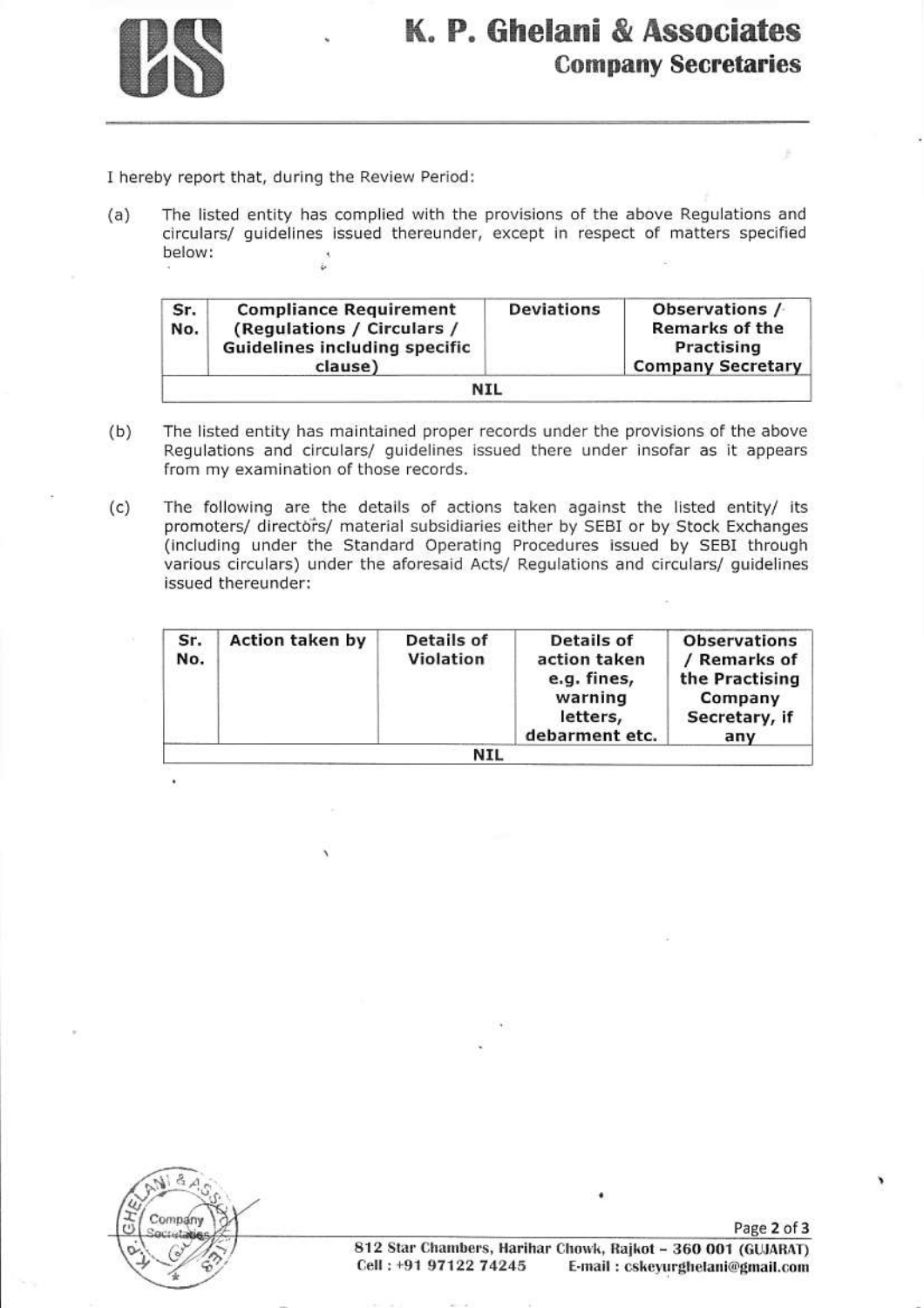I hereby report that, during the Review Period:

(a) The listed entity has complied with the provisions of the above Regulations and circulars/ guidelines issued thereunder, except in respect of matters specified below:

| Sr. No. | Compliance Requirement (Regulations / Circulars / Guidelines including specific clause) | Deviations | Observations / Remarks of the Practising Company Secretary |
|---|---|---|---|
| NIL | | | |

(b) The listed entity has maintained proper records under the provisions of the above Regulations and circulars/ guidelines issued there under insofar as it appears from my examination of those records.

(c) The following are the details of actions taken against the listed entity/ its promoters/ directors/ material subsidiaries either by SEBI or by Stock Exchanges (including under the Standard Operating Procedures issued by SEBI through various circulars) under the aforesaid Acts/ Regulations and circulars/ guidelines issued thereunder:

| Sr. No. | Action taken by | Details of Violation | Details of action taken e.g. fines, warning letters, debarment etc. | Observations / Remarks of the Practising Company Secretary, if any |
|---|---|---|---|---|
| NIL | | | | |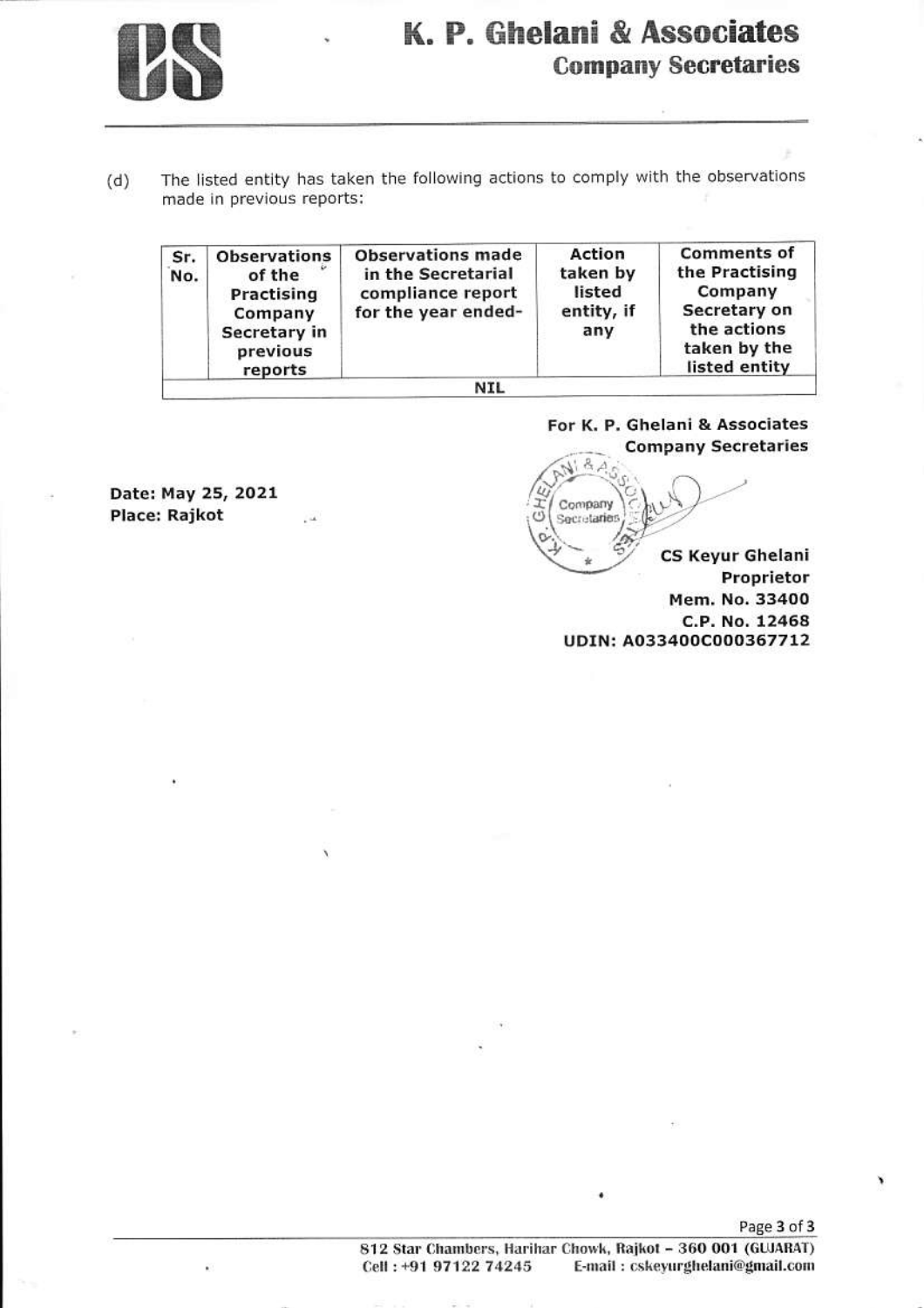# K. P. Ghelani & Associates
**Company Secretaries**

(d) The listed entity has taken the following actions to comply with the observations made in previous reports:

| Sr. No. | Observations of the Practising Company Secretary in previous reports | Observations made in the Secretarial compliance report for the year ended- | Action taken by listed entity, if any | Comments of the Practising Company Secretary on the actions taken by the listed entity |
|---|---|---|---|---|
| NIL | | | | |

**For K. P. Ghelani & Associates**
**Company Secretaries**

**Date: May 25, 2021**
**Place: Rajkot**

**CS Keyur Ghelani**
**Proprietor**
**Mem. No. 33400**
**C.P. No. 12468**
**UDIN: A033400C000367712**

812 Star Chambers, Harihar Chowk, Rajkot – 360 001 (GUJARAT)
Cell : +91 97122 74245 E-mail : cskeyurghelani@gmail.com